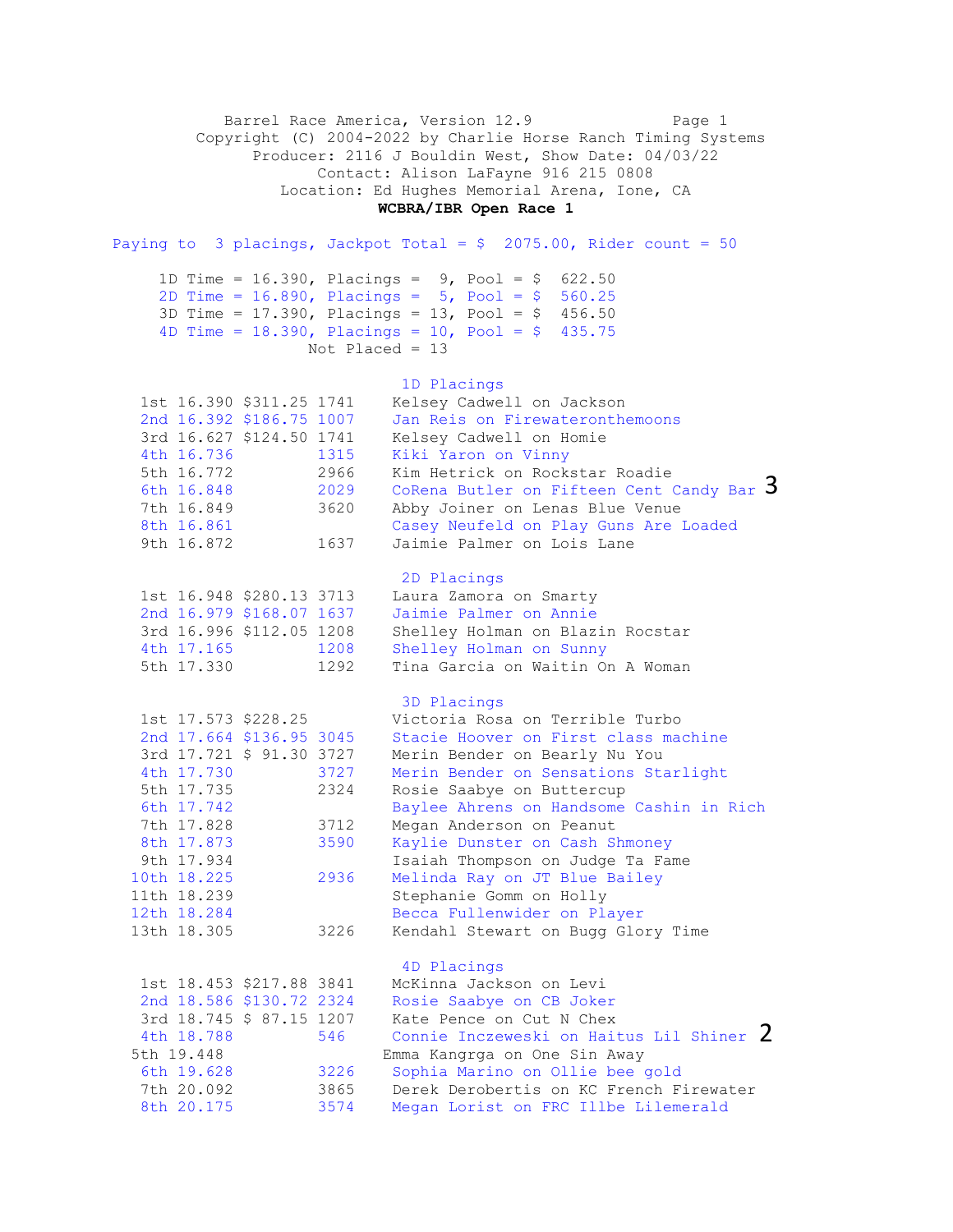Barrel Race America, Version 12.9

Copyright (C) 2004-2022 by Charlie Horse Ranch Timing Systems

Producer: 2116 J Bouldin West, Show Date: 04/03/22

Contact: Alison LaFayne 916 215 0808

Location: Ed Hughes Memorial Arena, Ione, CA

**WCBRA/IBR Open Race 1**

Paying to 3 placings, Jackpot Total = $ 2075.00, Rider count = 50

1D Time = 16.390, Placings = 9, Pool = $ 622.50
2D Time = 16.890, Placings = 5, Pool = $ 560.25
3D Time = 17.390, Placings = 13, Pool = $ 456.50
4D Time = 18.390, Placings = 10, Pool = $ 435.75
Not Placed = 13

## 1D Placings

| Place | Time | Payout | No. | Rider/Horse |
|---|---|---|---|---|
| 1st | 16.390 | $311.25 | 1741 | Kelsey Cadwell on Jackson |
| 2nd | 16.392 | $186.75 | 1007 | Jan Reis on Firewateronthemoons |
| 3rd | 16.627 | $124.50 | 1741 | Kelsey Cadwell on Homie |
| 4th | 16.736 | | 1315 | Kiki Yaron on Vinny |
| 5th | 16.772 | | 2966 | Kim Hetrick on Rockstar Roadie |
| 6th | 16.848 | | 2029 | CoRena Butler on Fifteen Cent Candy Bar 3 |
| 7th | 16.849 | | 3620 | Abby Joiner on Lenas Blue Venue |
| 8th | 16.861 | | | Casey Neufeld on Play Guns Are Loaded |
| 9th | 16.872 | | 1637 | Jaimie Palmer on Lois Lane |

## 2D Placings

| Place | Time | Payout | No. | Rider/Horse |
|---|---|---|---|---|
| 1st | 16.948 | $280.13 | 3713 | Laura Zamora on Smarty |
| 2nd | 16.979 | $168.07 | 1637 | Jaimie Palmer on Annie |
| 3rd | 16.996 | $112.05 | 1208 | Shelley Holman on Blazin Rocstar |
| 4th | 17.165 | | 1208 | Shelley Holman on Sunny |
| 5th | 17.330 | | 1292 | Tina Garcia on Waitin On A Woman |

## 3D Placings

| Place | Time | Payout | No. | Rider/Horse |
|---|---|---|---|---|
| 1st | 17.573 | $228.25 | | Victoria Rosa on Terrible Turbo |
| 2nd | 17.664 | $136.95 | 3045 | Stacie Hoover on First class machine |
| 3rd | 17.721 | $ 91.30 | 3727 | Merin Bender on Bearly Nu You |
| 4th | 17.730 | | 3727 | Merin Bender on Sensations Starlight |
| 5th | 17.735 | | 2324 | Rosie Saabye on Buttercup |
| 6th | 17.742 | | | Baylee Ahrens on Handsome Cashin in Rich |
| 7th | 17.828 | | 3712 | Megan Anderson on Peanut |
| 8th | 17.873 | | 3590 | Kaylie Dunster on Cash Shmoney |
| 9th | 17.934 | | | Isaiah Thompson on Judge Ta Fame |
| 10th | 18.225 | | 2936 | Melinda Ray on JT Blue Bailey |
| 11th | 18.239 | | | Stephanie Gomm on Holly |
| 12th | 18.284 | | | Becca Fullenwider on Player |
| 13th | 18.305 | | 3226 | Kendahl Stewart on Bugg Glory Time |

## 4D Placings

| Place | Time | Payout | No. | Rider/Horse |
|---|---|---|---|---|
| 1st | 18.453 | $217.88 | 3841 | McKinna Jackson on Levi |
| 2nd | 18.586 | $130.72 | 2324 | Rosie Saabye on CB Joker |
| 3rd | 18.745 | $ 87.15 | 1207 | Kate Pence on Cut N Chex |
| 4th | 18.788 | | 546 | Connie Inczeweski on Haitus Lil Shiner 2 |
| 5th | 19.448 | | | Emma Kangrga on One Sin Away |
| 6th | 19.628 | | 3226 | Sophia Marino on Ollie bee gold |
| 7th | 20.092 | | 3865 | Derek Derobertis on KC French Firewater |
| 8th | 20.175 | | 3574 | Megan Lorist on FRC Illbe Lilemerald |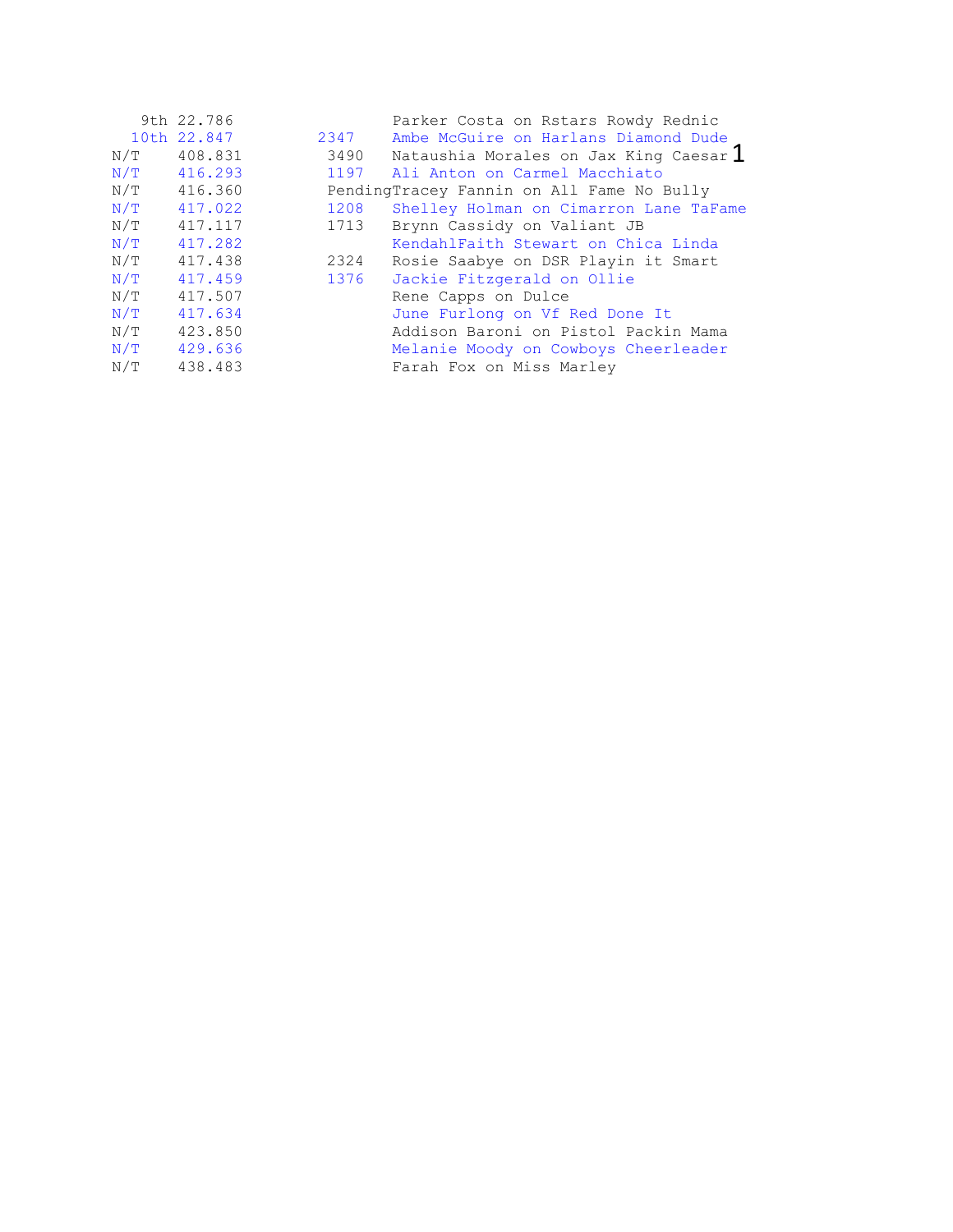| | | | | |
|---|---|---|---|---|
| 9th | 22.786 | | Parker Costa on Rstars Rowdy Rednic | |
| 10th | 22.847 | 2347 | Ambe McGuire on Harlans Diamond Dude | |
| N/T | 408.831 | 3490 | Nataushia Morales on Jax King Caesar | 1 |
| N/T | 416.293 | 1197 | Ali Anton on Carmel Macchiato | |
| N/T | 416.360 | Pending | Tracey Fannin on All Fame No Bully | |
| N/T | 417.022 | 1208 | Shelley Holman on Cimarron Lane TaFame | |
| N/T | 417.117 | 1713 | Brynn Cassidy on Valiant JB | |
| N/T | 417.282 | | KendahlFaith Stewart on Chica Linda | |
| N/T | 417.438 | 2324 | Rosie Saabye on DSR Playin it Smart | |
| N/T | 417.459 | 1376 | Jackie Fitzgerald on Ollie | |
| N/T | 417.507 | | Rene Capps on Dulce | |
| N/T | 417.634 | | June Furlong on Vf Red Done It | |
| N/T | 423.850 | | Addison Baroni on Pistol Packin Mama | |
| N/T | 429.636 | | Melanie Moody on Cowboys Cheerleader | |
| N/T | 438.483 | | Farah Fox on Miss Marley | |